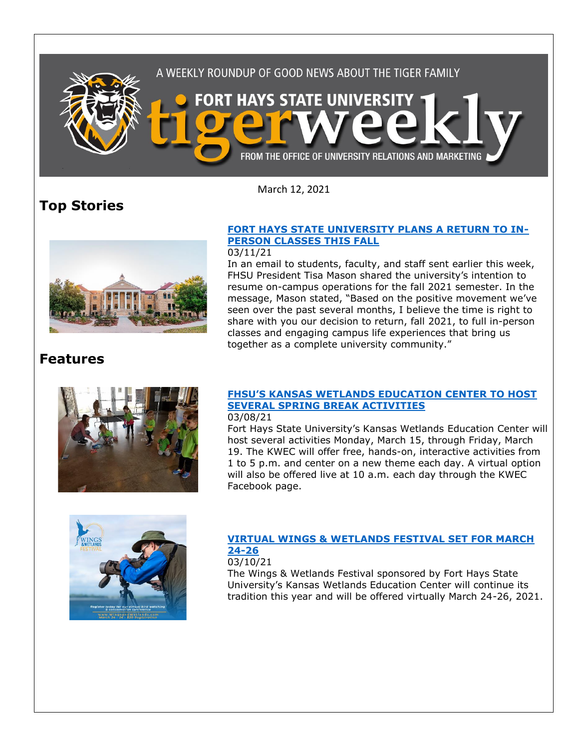A WEEKLY ROUNDUP OF GOOD NEWS ABOUT THE TIGER FAMILY

FORT HAYS STATE UNIVERSITY tigerweekly

FROM THE OFFICE OF UNIVERSITY RELATIONS AND MARKETING

March 12, 2021

# Top Stories

### FORT HAYS STATE UNIVERSITY PLANS A RETURN TO IN-PERSON CLASSES THIS FALL

03/11/21

In an email to students, faculty, and staff sent earlier this week, FHSU President Tisa Mason shared the university's intention to resume on-campus operations for the fall 2021 semester. In the message, Mason stated, "Based on the positive movement we've seen over the past several months, I believe the time is right to share with you our decision to return, fall 2021, to full in-person classes and engaging campus life experiences that bring us together as a complete university community."

# Features

### FHSU'S KANSAS WETLANDS EDUCATION CENTER TO HOST SEVERAL SPRING BREAK ACTIVITIES

03/08/21

Fort Hays State University's Kansas Wetlands Education Center will host several activities Monday, March 15, through Friday, March 19. The KWEC will offer free, hands-on, interactive activities from 1 to 5 p.m. and center on a new theme each day. A virtual option will also be offered live at 10 a.m. each day through the KWEC Facebook page.

### VIRTUAL WINGS & WETLANDS FESTIVAL SET FOR MARCH 24-26

03/10/21

The Wings & Wetlands Festival sponsored by Fort Hays State University's Kansas Wetlands Education Center will continue its tradition this year and will be offered virtually March 24-26, 2021.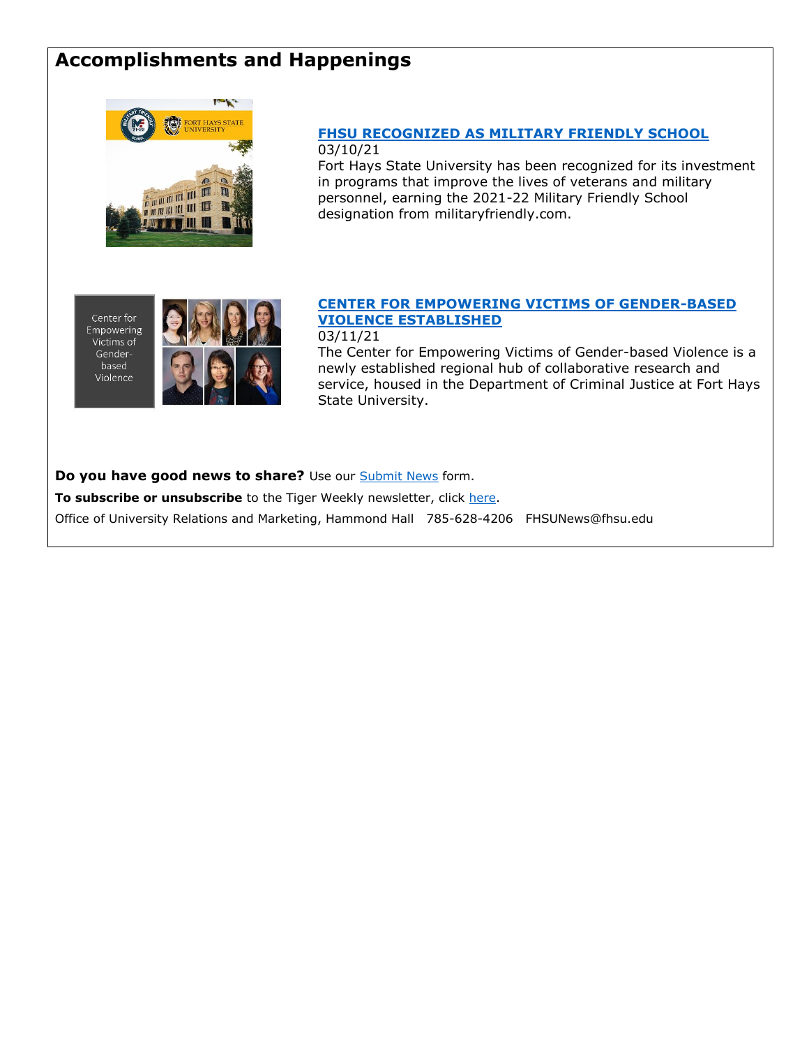## Accomplishments and Happenings

### FHSU RECOGNIZED AS MILITARY FRIENDLY SCHOOL

03/10/21

Fort Hays State University has been recognized for its investment in programs that improve the lives of veterans and military personnel, earning the 2021-22 Military Friendly School designation from militaryfriendly.com.

### CENTER FOR EMPOWERING VICTIMS OF GENDER-BASED VIOLENCE ESTABLISHED

03/11/21

The Center for Empowering Victims of Gender-based Violence is a newly established regional hub of collaborative research and service, housed in the Department of Criminal Justice at Fort Hays State University.

**Do you have good news to share?** Use our Submit News form.

**To subscribe or unsubscribe** to the Tiger Weekly newsletter, click here.

Office of University Relations and Marketing, Hammond Hall 785-628-4206 FHSUNews@fhsu.edu